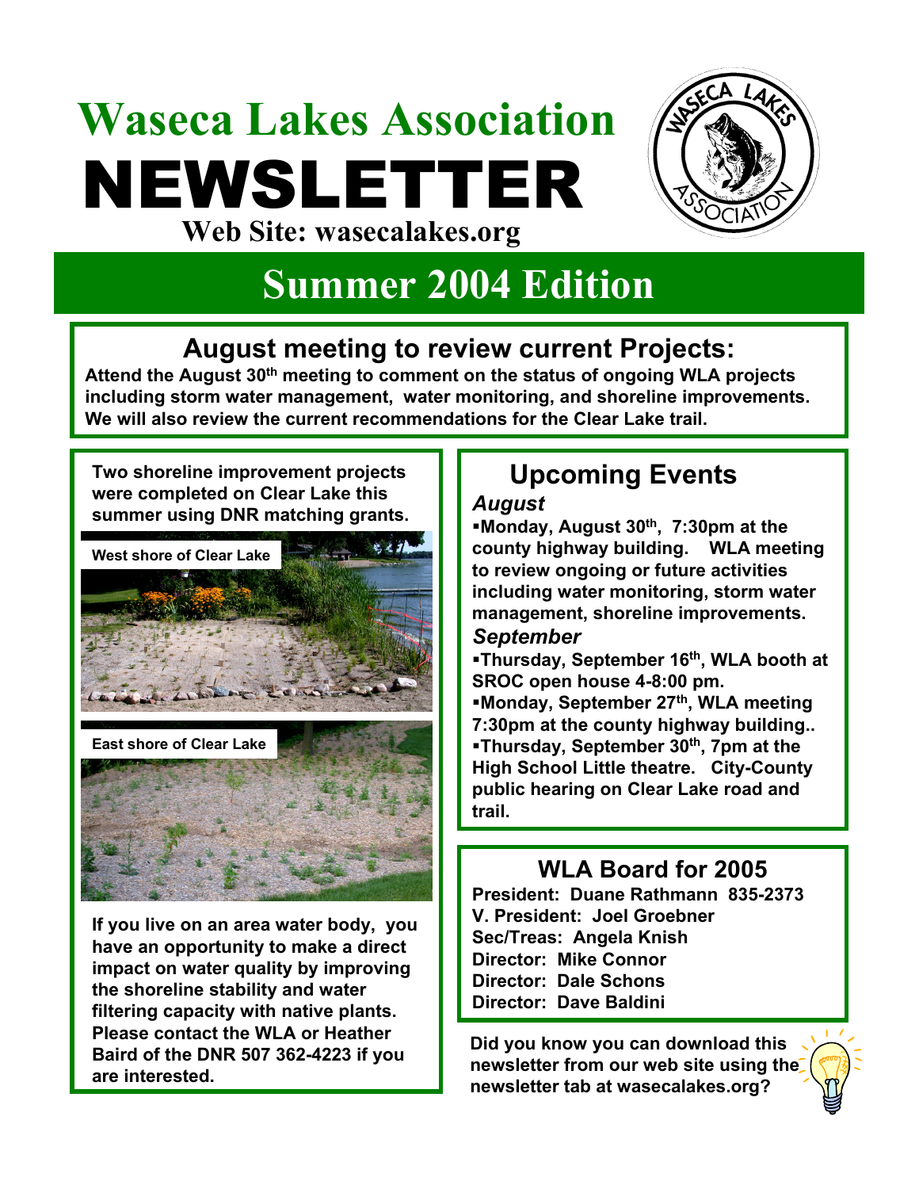# Waseca Lakes Association NEWSLETTER

**Web Site: wasecalakes.org**

## Summer 2004 Edition

### August meeting to review current Projects:

**Attend the August 30th meeting to comment on the status of ongoing WLA projects including storm water management, water monitoring, and shoreline improvements. We will also review the current recommendations for the Clear Lake trail.**

**Two shoreline improvement projects were completed on Clear Lake this summer using DNR matching grants.**

West shore of Clear Lake

East shore of Clear Lake

**If you live on an area water body, you have an opportunity to make a direct impact on water quality by improving the shoreline stability and water filtering capacity with native plants. Please contact the WLA or Heather Baird of the DNR 507 362-4223 if you are interested.**

### Upcoming Events

***August***

- **Monday, August 30th, 7:30pm at the county highway building. WLA meeting to review ongoing or future activities including water monitoring, storm water management, shoreline improvements.**

***September***

- **Thursday, September 16th, WLA booth at SROC open house 4-8:00 pm.**
- **Monday, September 27th, WLA meeting 7:30pm at the county highway building..**
- **Thursday, September 30th, 7pm at the High School Little theatre. City-County public hearing on Clear Lake road and trail.**

### WLA Board for 2005

**President: Duane Rathmann 835-2373**
**V. President: Joel Groebner**
**Sec/Treas: Angela Knish**
**Director: Mike Connor**
**Director: Dale Schons**
**Director: Dave Baldini**

**Did you know you can download this newsletter from our web site using the newsletter tab at wasecalakes.org?**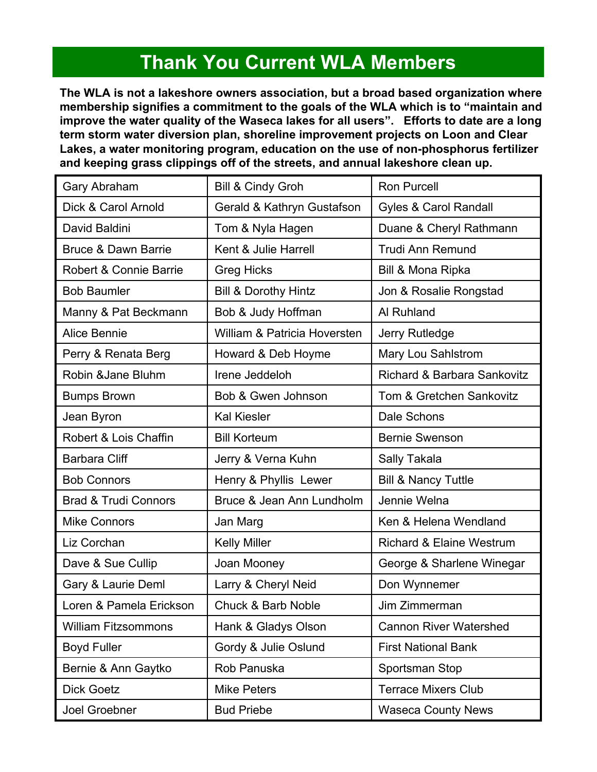# Thank You Current WLA Members

**The WLA is not a lakeshore owners association, but a broad based organization where membership signifies a commitment to the goals of the WLA which is to "maintain and improve the water quality of the Waseca lakes for all users". Efforts to date are a long term storm water diversion plan, shoreline improvement projects on Loon and Clear Lakes, a water monitoring program, education on the use of non-phosphorus fertilizer and keeping grass clippings off of the streets, and annual lakeshore clean up.**

| | | |
|---|---|---|
| Gary Abraham | Bill & Cindy Groh | Ron Purcell |
| Dick & Carol Arnold | Gerald & Kathryn Gustafson | Gyles & Carol Randall |
| David Baldini | Tom & Nyla Hagen | Duane & Cheryl Rathmann |
| Bruce & Dawn Barrie | Kent & Julie Harrell | Trudi Ann Remund |
| Robert & Connie Barrie | Greg Hicks | Bill & Mona Ripka |
| Bob Baumler | Bill & Dorothy Hintz | Jon & Rosalie Rongstad |
| Manny & Pat Beckmann | Bob & Judy Hoffman | Al Ruhland |
| Alice Bennie | William & Patricia Hoversten | Jerry Rutledge |
| Perry & Renata Berg | Howard & Deb Hoyme | Mary Lou Sahlstrom |
| Robin &Jane Bluhm | Irene Jeddeloh | Richard & Barbara Sankovitz |
| Bumps Brown | Bob & Gwen Johnson | Tom & Gretchen Sankovitz |
| Jean Byron | Kal Kiesler | Dale Schons |
| Robert & Lois Chaffin | Bill Korteum | Bernie Swenson |
| Barbara Cliff | Jerry & Verna Kuhn | Sally Takala |
| Bob Connors | Henry & Phyllis Lewer | Bill & Nancy Tuttle |
| Brad & Trudi Connors | Bruce & Jean Ann Lundholm | Jennie Welna |
| Mike Connors | Jan Marg | Ken & Helena Wendland |
| Liz Corchan | Kelly Miller | Richard & Elaine Westrum |
| Dave & Sue Cullip | Joan Mooney | George & Sharlene Winegar |
| Gary & Laurie Deml | Larry & Cheryl Neid | Don Wynnemer |
| Loren & Pamela Erickson | Chuck & Barb Noble | Jim Zimmerman |
| William Fitzsommons | Hank & Gladys Olson | Cannon River Watershed |
| Boyd Fuller | Gordy & Julie Oslund | First National Bank |
| Bernie & Ann Gaytko | Rob Panuska | Sportsman Stop |
| Dick Goetz | Mike Peters | Terrace Mixers Club |
| Joel Groebner | Bud Priebe | Waseca County News |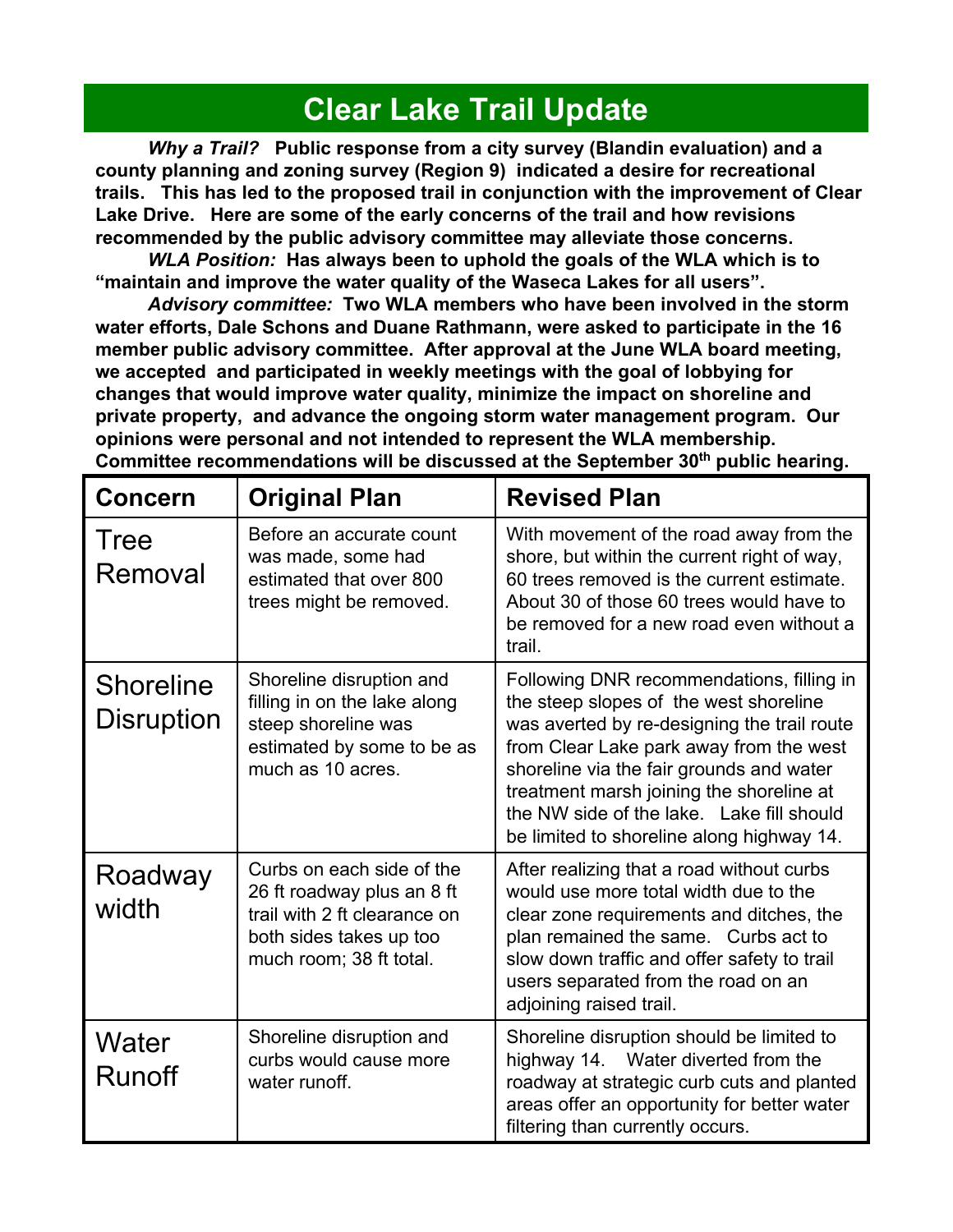# Clear Lake Trail Update

***Why a Trail?*** **Public response from a city survey (Blandin evaluation) and a county planning and zoning survey (Region 9) indicated a desire for recreational trails. This has led to the proposed trail in conjunction with the improvement of Clear Lake Drive. Here are some of the early concerns of the trail and how revisions recommended by the public advisory committee may alleviate those concerns.**

***WLA Position:*** **Has always been to uphold the goals of the WLA which is to "maintain and improve the water quality of the Waseca Lakes for all users".**

***Advisory committee:*** **Two WLA members who have been involved in the storm water efforts, Dale Schons and Duane Rathmann, were asked to participate in the 16 member public advisory committee. After approval at the June WLA board meeting, we accepted and participated in weekly meetings with the goal of lobbying for changes that would improve water quality, minimize the impact on shoreline and private property, and advance the ongoing storm water management program. Our opinions were personal and not intended to represent the WLA membership. Committee recommendations will be discussed at the September 30th public hearing.**

| Concern | Original Plan | Revised Plan |
|---|---|---|
| Tree Removal | Before an accurate count was made, some had estimated that over 800 trees might be removed. | With movement of the road away from the shore, but within the current right of way, 60 trees removed is the current estimate. About 30 of those 60 trees would have to be removed for a new road even without a trail. |
| Shoreline Disruption | Shoreline disruption and filling in on the lake along steep shoreline was estimated by some to be as much as 10 acres. | Following DNR recommendations, filling in the steep slopes of the west shoreline was averted by re-designing the trail route from Clear Lake park away from the west shoreline via the fair grounds and water treatment marsh joining the shoreline at the NW side of the lake. Lake fill should be limited to shoreline along highway 14. |
| Roadway width | Curbs on each side of the 26 ft roadway plus an 8 ft trail with 2 ft clearance on both sides takes up too much room; 38 ft total. | After realizing that a road without curbs would use more total width due to the clear zone requirements and ditches, the plan remained the same. Curbs act to slow down traffic and offer safety to trail users separated from the road on an adjoining raised trail. |
| Water Runoff | Shoreline disruption and curbs would cause more water runoff. | Shoreline disruption should be limited to highway 14. Water diverted from the roadway at strategic curb cuts and planted areas offer an opportunity for better water filtering than currently occurs. |